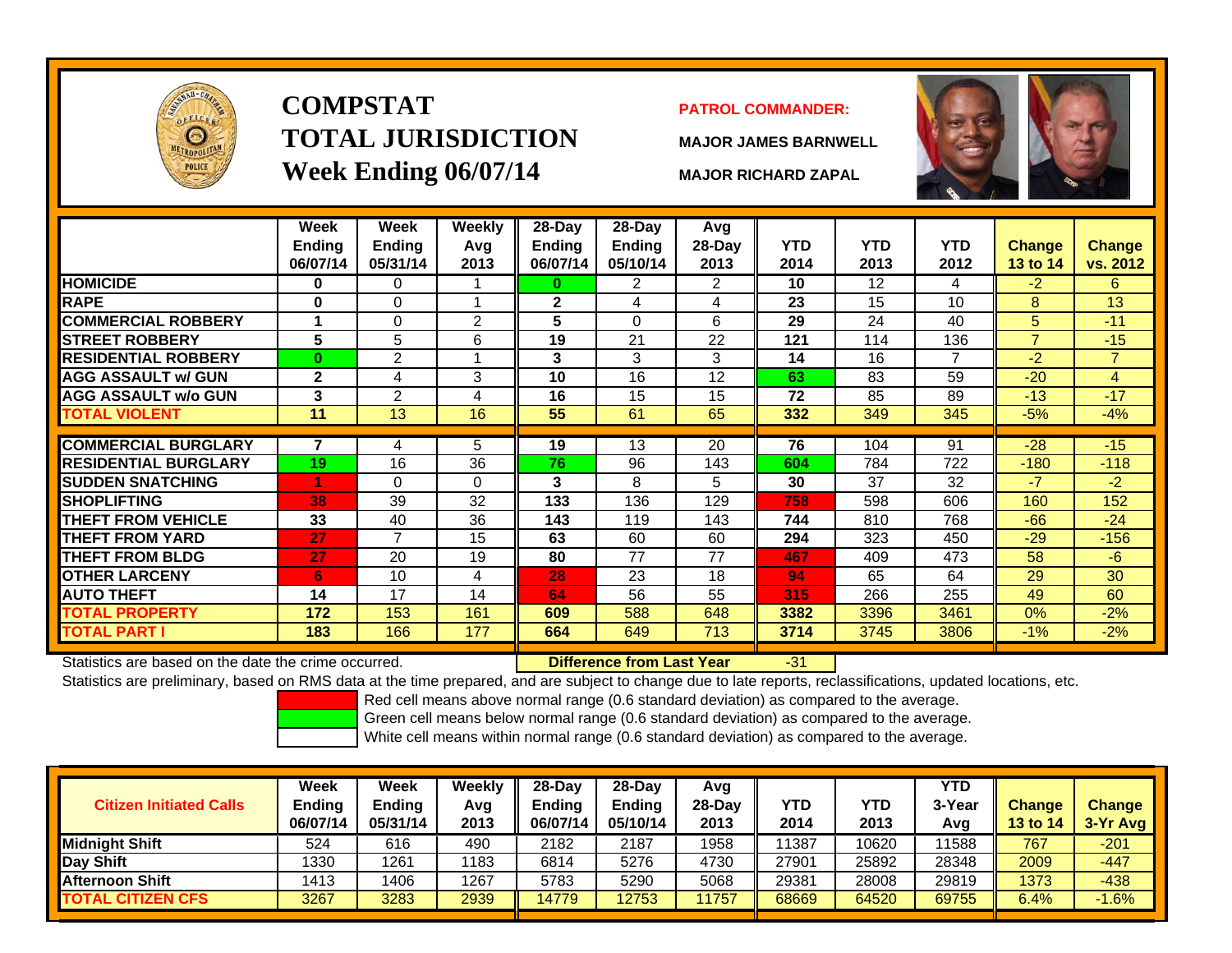# COMPSTAT
# TOTAL JURISDICTION
# Week Ending 06/07/14

**PATROL COMMANDER:**

**MAJOR JAMES BARNWELL**

**MAJOR RICHARD ZAPAL**

| | Week Ending 06/07/14 | Week Ending 05/31/14 | Weekly Avg 2013 | 28-Day Ending 06/07/14 | 28-Day Ending 05/10/14 | Avg 28-Day 2013 | YTD 2014 | YTD 2013 | YTD 2012 | Change 13 to 14 | Change vs. 2012 |
|---|---|---|---|---|---|---|---|---|---|---|---|
| HOMICIDE | 0 | 0 | 1 | 0 | 2 | 2 | 10 | 12 | 4 | -2 | 6 |
| RAPE | 0 | 0 | 1 | 2 | 4 | 4 | 23 | 15 | 10 | 8 | 13 |
| COMMERCIAL ROBBERY | 1 | 0 | 2 | 5 | 0 | 6 | 29 | 24 | 40 | 5 | -11 |
| STREET ROBBERY | 5 | 5 | 6 | 19 | 21 | 22 | 121 | 114 | 136 | 7 | -15 |
| RESIDENTIAL ROBBERY | 0 | 2 | 1 | 3 | 3 | 3 | 14 | 16 | 7 | -2 | 7 |
| AGG ASSAULT w/ GUN | 2 | 4 | 3 | 10 | 16 | 12 | 63 | 83 | 59 | -20 | 4 |
| AGG ASSAULT w/o GUN | 3 | 2 | 4 | 16 | 15 | 15 | 72 | 85 | 89 | -13 | -17 |
| TOTAL VIOLENT | 11 | 13 | 16 | 55 | 61 | 65 | 332 | 349 | 345 | -5% | -4% |
| COMMERCIAL BURGLARY | 7 | 4 | 5 | 19 | 13 | 20 | 76 | 104 | 91 | -28 | -15 |
| RESIDENTIAL BURGLARY | 19 | 16 | 36 | 76 | 96 | 143 | 604 | 784 | 722 | -180 | -118 |
| SUDDEN SNATCHING | 1 | 0 | 0 | 3 | 8 | 5 | 30 | 37 | 32 | -7 | -2 |
| SHOPLIFTING | 38 | 39 | 32 | 133 | 136 | 129 | 758 | 598 | 606 | 160 | 152 |
| THEFT FROM VEHICLE | 33 | 40 | 36 | 143 | 119 | 143 | 744 | 810 | 768 | -66 | -24 |
| THEFT FROM YARD | 27 | 7 | 15 | 63 | 60 | 60 | 294 | 323 | 450 | -29 | -156 |
| THEFT FROM BLDG | 27 | 20 | 19 | 80 | 77 | 77 | 467 | 409 | 473 | 58 | -6 |
| OTHER LARCENY | 6 | 10 | 4 | 28 | 23 | 18 | 94 | 65 | 64 | 29 | 30 |
| AUTO THEFT | 14 | 17 | 14 | 64 | 56 | 55 | 315 | 266 | 255 | 49 | 60 |
| TOTAL PROPERTY | 172 | 153 | 161 | 609 | 588 | 648 | 3382 | 3396 | 3461 | 0% | -2% |
| TOTAL PART I | 183 | 166 | 177 | 664 | 649 | 713 | 3714 | 3745 | 3806 | -1% | -2% |

Statistics are based on the date the crime occurred. **Difference from Last Year** -31

Statistics are preliminary, based on RMS data at the time prepared, and are subject to change due to late reports, reclassifications, updated locations, etc.

Red cell means above normal range (0.6 standard deviation) as compared to the average.
Green cell means below normal range (0.6 standard deviation) as compared to the average.
White cell means within normal range (0.6 standard deviation) as compared to the average.

| Citizen Initiated Calls | Week Ending 06/07/14 | Week Ending 05/31/14 | Weekly Avg 2013 | 28-Day Ending 06/07/14 | 28-Day Ending 05/10/14 | Avg 28-Day 2013 | YTD 2014 | YTD 2013 | YTD 3-Year Avg | Change 13 to 14 | Change 3-Yr Avg |
|---|---|---|---|---|---|---|---|---|---|---|---|
| Midnight Shift | 524 | 616 | 490 | 2182 | 2187 | 1958 | 11387 | 10620 | 11588 | 767 | -201 |
| Day Shift | 1330 | 1261 | 1183 | 6814 | 5276 | 4730 | 27901 | 25892 | 28348 | 2009 | -447 |
| Afternoon Shift | 1413 | 1406 | 1267 | 5783 | 5290 | 5068 | 29381 | 28008 | 29819 | 1373 | -438 |
| TOTAL CITIZEN CFS | 3267 | 3283 | 2939 | 14779 | 12753 | 11757 | 68669 | 64520 | 69755 | 6.4% | -1.6% |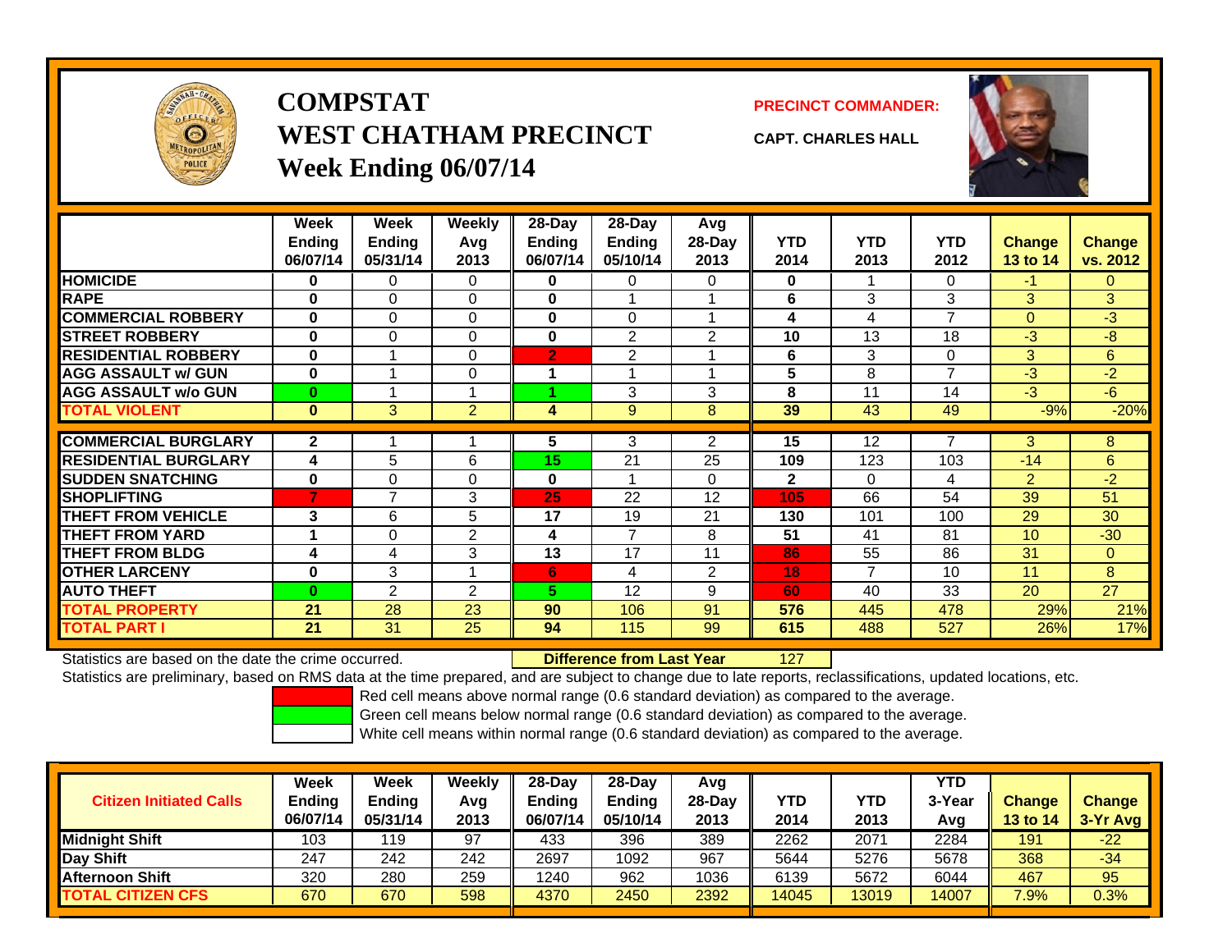# COMPSTAT
# WEST CHATHAM PRECINCT
# Week Ending 06/07/14

**PRECINCT COMMANDER:**

**CAPT. CHARLES HALL**

| | Week Ending 06/07/14 | Week Ending 05/31/14 | Weekly Avg 2013 | 28-Day Ending 06/07/14 | 28-Day Ending 05/10/14 | Avg 28-Day 2013 | YTD 2014 | YTD 2013 | YTD 2012 | Change 13 to 14 | Change vs. 2012 |
|---|---|---|---|---|---|---|---|---|---|---|---|
| HOMICIDE | 0 | 0 | 0 | 0 | 0 | 0 | 0 | 1 | 0 | -1 | 0 |
| RAPE | 0 | 0 | 0 | 0 | 1 | 1 | 6 | 3 | 3 | 3 | 3 |
| COMMERCIAL ROBBERY | 0 | 0 | 0 | 0 | 0 | 1 | 4 | 4 | 7 | 0 | -3 |
| STREET ROBBERY | 0 | 0 | 0 | 0 | 2 | 2 | 10 | 13 | 18 | -3 | -8 |
| RESIDENTIAL ROBBERY | 0 | 1 | 0 | 2 | 2 | 1 | 6 | 3 | 0 | 3 | 6 |
| AGG ASSAULT w/ GUN | 0 | 1 | 0 | 1 | 1 | 1 | 5 | 8 | 7 | -3 | -2 |
| AGG ASSAULT w/o GUN | 0 | 1 | 1 | 1 | 3 | 3 | 8 | 11 | 14 | -3 | -6 |
| TOTAL VIOLENT | 0 | 3 | 2 | 4 | 9 | 8 | 39 | 43 | 49 | -9% | -20% |
| COMMERCIAL BURGLARY | 2 | 1 | 1 | 5 | 3 | 2 | 15 | 12 | 7 | 3 | 8 |
| RESIDENTIAL BURGLARY | 4 | 5 | 6 | 15 | 21 | 25 | 109 | 123 | 103 | -14 | 6 |
| SUDDEN SNATCHING | 0 | 0 | 0 | 0 | 1 | 0 | 2 | 0 | 4 | 2 | -2 |
| SHOPLIFTING | 7 | 7 | 3 | 25 | 22 | 12 | 105 | 66 | 54 | 39 | 51 |
| THEFT FROM VEHICLE | 3 | 6 | 5 | 17 | 19 | 21 | 130 | 101 | 100 | 29 | 30 |
| THEFT FROM YARD | 1 | 0 | 2 | 4 | 7 | 8 | 51 | 41 | 81 | 10 | -30 |
| THEFT FROM BLDG | 4 | 4 | 3 | 13 | 17 | 11 | 86 | 55 | 86 | 31 | 0 |
| OTHER LARCENY | 0 | 3 | 1 | 6 | 4 | 2 | 18 | 7 | 10 | 11 | 8 |
| AUTO THEFT | 0 | 2 | 2 | 5 | 12 | 9 | 60 | 40 | 33 | 20 | 27 |
| TOTAL PROPERTY | 21 | 28 | 23 | 90 | 106 | 91 | 576 | 445 | 478 | 29% | 21% |
| TOTAL PART I | 21 | 31 | 25 | 94 | 115 | 99 | 615 | 488 | 527 | 26% | 17% |

Statistics are based on the date the crime occurred. **Difference from Last Year** 127

Statistics are preliminary, based on RMS data at the time prepared, and are subject to change due to late reports, reclassifications, updated locations, etc.

Red cell means above normal range (0.6 standard deviation) as compared to the average.

Green cell means below normal range (0.6 standard deviation) as compared to the average.

White cell means within normal range (0.6 standard deviation) as compared to the average.

| Citizen Initiated Calls | Week Ending 06/07/14 | Week Ending 05/31/14 | Weekly Avg 2013 | 28-Day Ending 06/07/14 | 28-Day Ending 05/10/14 | Avg 28-Day 2013 | YTD 2014 | YTD 2013 | YTD 3-Year Avg | Change 13 to 14 | Change 3-Yr Avg |
|---|---|---|---|---|---|---|---|---|---|---|---|
| Midnight Shift | 103 | 119 | 97 | 433 | 396 | 389 | 2262 | 2071 | 2284 | 191 | -22 |
| Day Shift | 247 | 242 | 242 | 2697 | 1092 | 967 | 5644 | 5276 | 5678 | 368 | -34 |
| Afternoon Shift | 320 | 280 | 259 | 1240 | 962 | 1036 | 6139 | 5672 | 6044 | 467 | 95 |
| TOTAL CITIZEN CFS | 670 | 670 | 598 | 4370 | 2450 | 2392 | 14045 | 13019 | 14007 | 7.9% | 0.3% |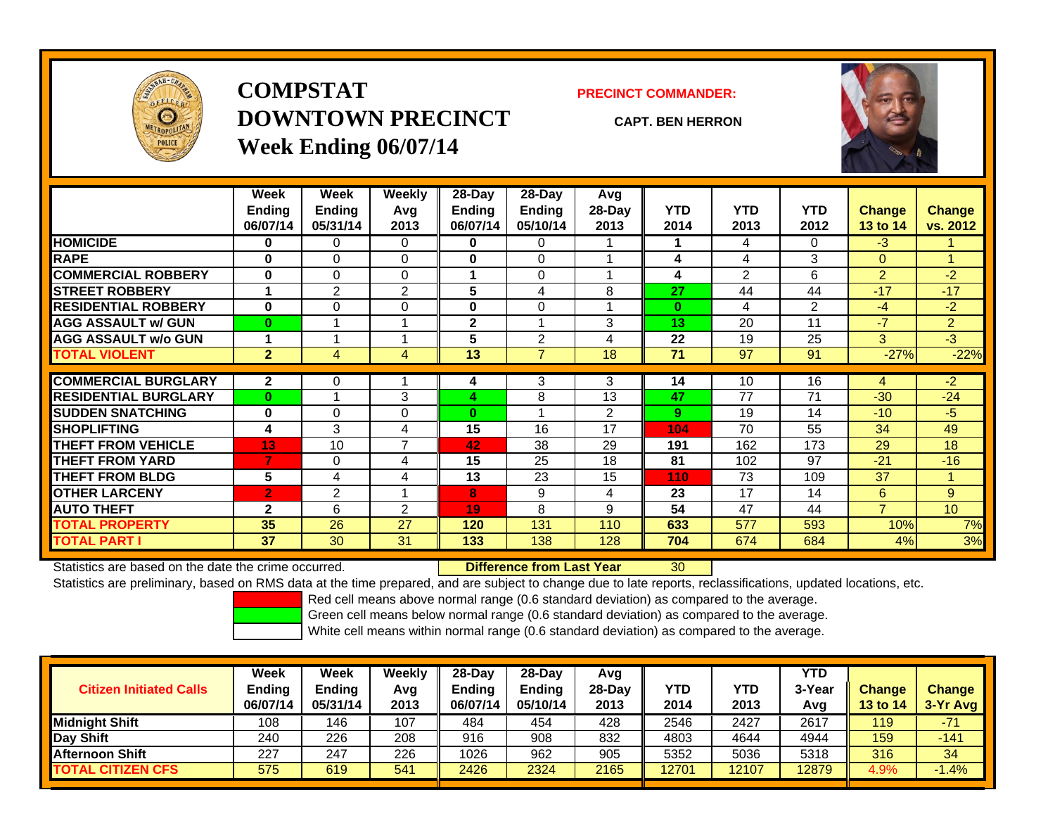# COMPSTAT
# DOWNTOWN PRECINCT
## Week Ending 06/07/14

**PRECINCT COMMANDER:**

**CAPT. BEN HERRON**

| | Week Ending 06/07/14 | Week Ending 05/31/14 | Weekly Avg 2013 | 28-Day Ending 06/07/14 | 28-Day Ending 05/10/14 | Avg 28-Day 2013 | YTD 2014 | YTD 2013 | YTD 2012 | Change 13 to 14 | Change vs. 2012 |
|---|---|---|---|---|---|---|---|---|---|---|---|
| HOMICIDE | 0 | 0 | 0 | 0 | 0 | 1 | 1 | 4 | 0 | -3 | 1 |
| RAPE | 0 | 0 | 0 | 0 | 0 | 1 | 4 | 4 | 3 | 0 | 1 |
| COMMERCIAL ROBBERY | 0 | 0 | 0 | 1 | 0 | 1 | 4 | 2 | 6 | 2 | -2 |
| STREET ROBBERY | 1 | 2 | 2 | 5 | 4 | 8 | 27 | 44 | 44 | -17 | -17 |
| RESIDENTIAL ROBBERY | 0 | 0 | 0 | 0 | 0 | 1 | 0 | 4 | 2 | -4 | -2 |
| AGG ASSAULT w/ GUN | 0 | 1 | 1 | 2 | 1 | 3 | 13 | 20 | 11 | -7 | 2 |
| AGG ASSAULT w/o GUN | 1 | 1 | 1 | 5 | 2 | 4 | 22 | 19 | 25 | 3 | -3 |
| TOTAL VIOLENT | 2 | 4 | 4 | 13 | 7 | 18 | 71 | 97 | 91 | -27% | -22% |
| COMMERCIAL BURGLARY | 2 | 0 | 1 | 4 | 3 | 3 | 14 | 10 | 16 | 4 | -2 |
| RESIDENTIAL BURGLARY | 0 | 1 | 3 | 4 | 8 | 13 | 47 | 77 | 71 | -30 | -24 |
| SUDDEN SNATCHING | 0 | 0 | 0 | 0 | 1 | 2 | 9 | 19 | 14 | -10 | -5 |
| SHOPLIFTING | 4 | 3 | 4 | 15 | 16 | 17 | 104 | 70 | 55 | 34 | 49 |
| THEFT FROM VEHICLE | 13 | 10 | 7 | 42 | 38 | 29 | 191 | 162 | 173 | 29 | 18 |
| THEFT FROM YARD | 7 | 0 | 4 | 15 | 25 | 18 | 81 | 102 | 97 | -21 | -16 |
| THEFT FROM BLDG | 5 | 4 | 4 | 13 | 23 | 15 | 110 | 73 | 109 | 37 | 1 |
| OTHER LARCENY | 2 | 2 | 1 | 8 | 9 | 4 | 23 | 17 | 14 | 6 | 9 |
| AUTO THEFT | 2 | 6 | 2 | 19 | 8 | 9 | 54 | 47 | 44 | 7 | 10 |
| TOTAL PROPERTY | 35 | 26 | 27 | 120 | 131 | 110 | 633 | 577 | 593 | 10% | 7% |
| TOTAL PART I | 37 | 30 | 31 | 133 | 138 | 128 | 704 | 674 | 684 | 4% | 3% |

Statistics are based on the date the crime occurred. **Difference from Last Year** 30

Statistics are preliminary, based on RMS data at the time prepared, and are subject to change due to late reports, reclassifications, updated locations, etc.

Red cell means above normal range (0.6 standard deviation) as compared to the average.
Green cell means below normal range (0.6 standard deviation) as compared to the average.
White cell means within normal range (0.6 standard deviation) as compared to the average.

| Citizen Initiated Calls | Week Ending 06/07/14 | Week Ending 05/31/14 | Weekly Avg 2013 | 28-Day Ending 06/07/14 | 28-Day Ending 05/10/14 | Avg 28-Day 2013 | YTD 2014 | YTD 2013 | YTD 3-Year Avg | Change 13 to 14 | Change 3-Yr Avg |
|---|---|---|---|---|---|---|---|---|---|---|---|
| Midnight Shift | 108 | 146 | 107 | 484 | 454 | 428 | 2546 | 2427 | 2617 | 119 | -71 |
| Day Shift | 240 | 226 | 208 | 916 | 908 | 832 | 4803 | 4644 | 4944 | 159 | -141 |
| Afternoon Shift | 227 | 247 | 226 | 1026 | 962 | 905 | 5352 | 5036 | 5318 | 316 | 34 |
| TOTAL CITIZEN CFS | 575 | 619 | 541 | 2426 | 2324 | 2165 | 12701 | 12107 | 12879 | 4.9% | -1.4% |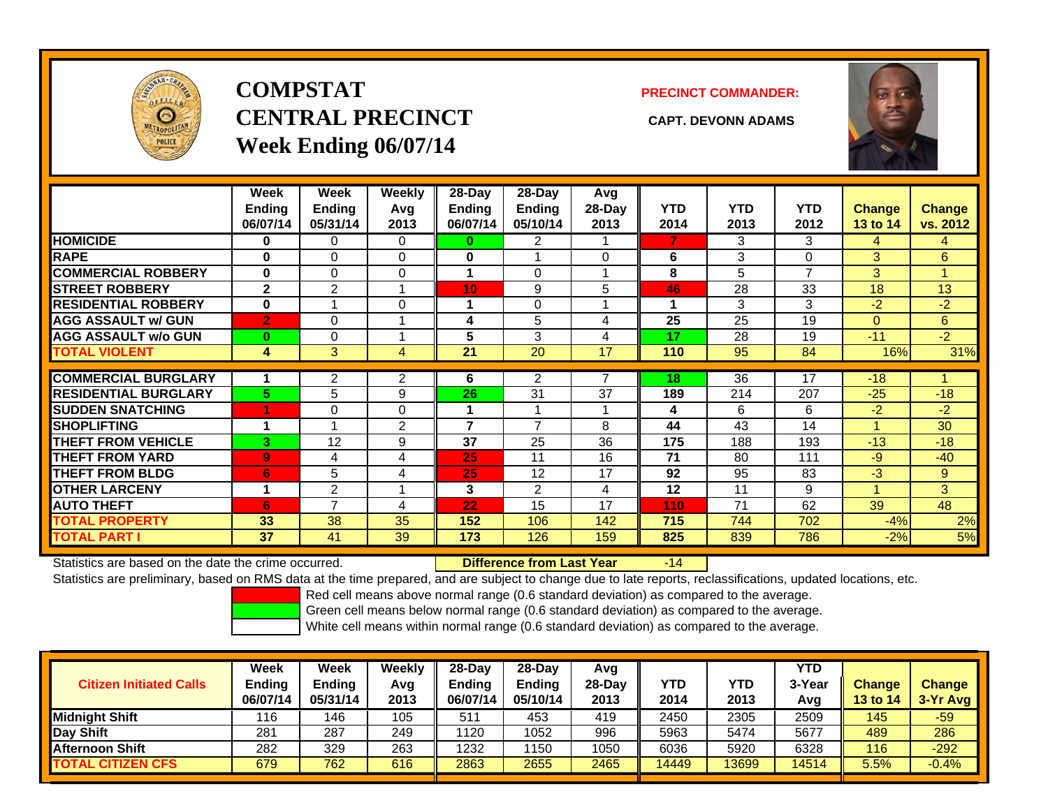# COMPSTAT
# CENTRAL PRECINCT
## Week Ending 06/07/14

**PRECINCT COMMANDER:**

**CAPT. DEVONN ADAMS**

| | Week Ending 06/07/14 | Week Ending 05/31/14 | Weekly Avg 2013 | 28-Day Ending 06/07/14 | 28-Day Ending 05/10/14 | Avg 28-Day 2013 | YTD 2014 | YTD 2013 | YTD 2012 | Change 13 to 14 | Change vs. 2012 |
|---|---|---|---|---|---|---|---|---|---|---|---|
| **HOMICIDE** | 0 | 0 | 0 | 0 | 2 | 1 | 7 | 3 | 3 | 4 | 4 |
| **RAPE** | 0 | 0 | 0 | 0 | 1 | 0 | 6 | 3 | 0 | 3 | 6 |
| **COMMERCIAL ROBBERY** | 0 | 0 | 0 | 1 | 0 | 1 | 8 | 5 | 7 | 3 | 1 |
| **STREET ROBBERY** | 2 | 2 | 1 | 10 | 9 | 5 | 46 | 28 | 33 | 18 | 13 |
| **RESIDENTIAL ROBBERY** | 0 | 1 | 0 | 1 | 0 | 1 | 1 | 3 | 3 | -2 | -2 |
| **AGG ASSAULT w/ GUN** | 2 | 0 | 1 | 4 | 5 | 4 | 25 | 25 | 19 | 0 | 6 |
| **AGG ASSAULT w/o GUN** | 0 | 0 | 1 | 5 | 3 | 4 | 17 | 28 | 19 | -11 | -2 |
| **TOTAL VIOLENT** | 4 | 3 | 4 | 21 | 20 | 17 | 110 | 95 | 84 | 16% | 31% |
| **COMMERCIAL BURGLARY** | 1 | 2 | 2 | 6 | 2 | 7 | 18 | 36 | 17 | -18 | 1 |
| **RESIDENTIAL BURGLARY** | 5 | 5 | 9 | 26 | 31 | 37 | 189 | 214 | 207 | -25 | -18 |
| **SUDDEN SNATCHING** | 1 | 0 | 0 | 1 | 1 | 1 | 4 | 6 | 6 | -2 | -2 |
| **SHOPLIFTING** | 1 | 1 | 2 | 7 | 7 | 8 | 44 | 43 | 14 | 1 | 30 |
| **THEFT FROM VEHICLE** | 3 | 12 | 9 | 37 | 25 | 36 | 175 | 188 | 193 | -13 | -18 |
| **THEFT FROM YARD** | 9 | 4 | 4 | 25 | 11 | 16 | 71 | 80 | 111 | -9 | -40 |
| **THEFT FROM BLDG** | 6 | 5 | 4 | 25 | 12 | 17 | 92 | 95 | 83 | -3 | 9 |
| **OTHER LARCENY** | 1 | 2 | 1 | 3 | 2 | 4 | 12 | 11 | 9 | 1 | 3 |
| **AUTO THEFT** | 6 | 7 | 4 | 22 | 15 | 17 | 110 | 71 | 62 | 39 | 48 |
| **TOTAL PROPERTY** | 33 | 38 | 35 | 152 | 106 | 142 | 715 | 744 | 702 | -4% | 2% |
| **TOTAL PART I** | 37 | 41 | 39 | 173 | 126 | 159 | 825 | 839 | 786 | -2% | 5% |

Statistics are based on the date the crime occurred. **Difference from Last Year** -14

Statistics are preliminary, based on RMS data at the time prepared, and are subject to change due to late reports, reclassifications, updated locations, etc.

Red cell means above normal range (0.6 standard deviation) as compared to the average.
Green cell means below normal range (0.6 standard deviation) as compared to the average.
White cell means within normal range (0.6 standard deviation) as compared to the average.

| Citizen Initiated Calls | Week Ending 06/07/14 | Week Ending 05/31/14 | Weekly Avg 2013 | 28-Day Ending 06/07/14 | 28-Day Ending 05/10/14 | Avg 28-Day 2013 | YTD 2014 | YTD 2013 | YTD 3-Year Avg | Change 13 to 14 | Change 3-Yr Avg |
|---|---|---|---|---|---|---|---|---|---|---|---|
| **Midnight Shift** | 116 | 146 | 105 | 511 | 453 | 419 | 2450 | 2305 | 2509 | 145 | -59 |
| **Day Shift** | 281 | 287 | 249 | 1120 | 1052 | 996 | 5963 | 5474 | 5677 | 489 | 286 |
| **Afternoon Shift** | 282 | 329 | 263 | 1232 | 1150 | 1050 | 6036 | 5920 | 6328 | 116 | -292 |
| **TOTAL CITIZEN CFS** | 679 | 762 | 616 | 2863 | 2655 | 2465 | 14449 | 13699 | 14514 | 5.5% | -0.4% |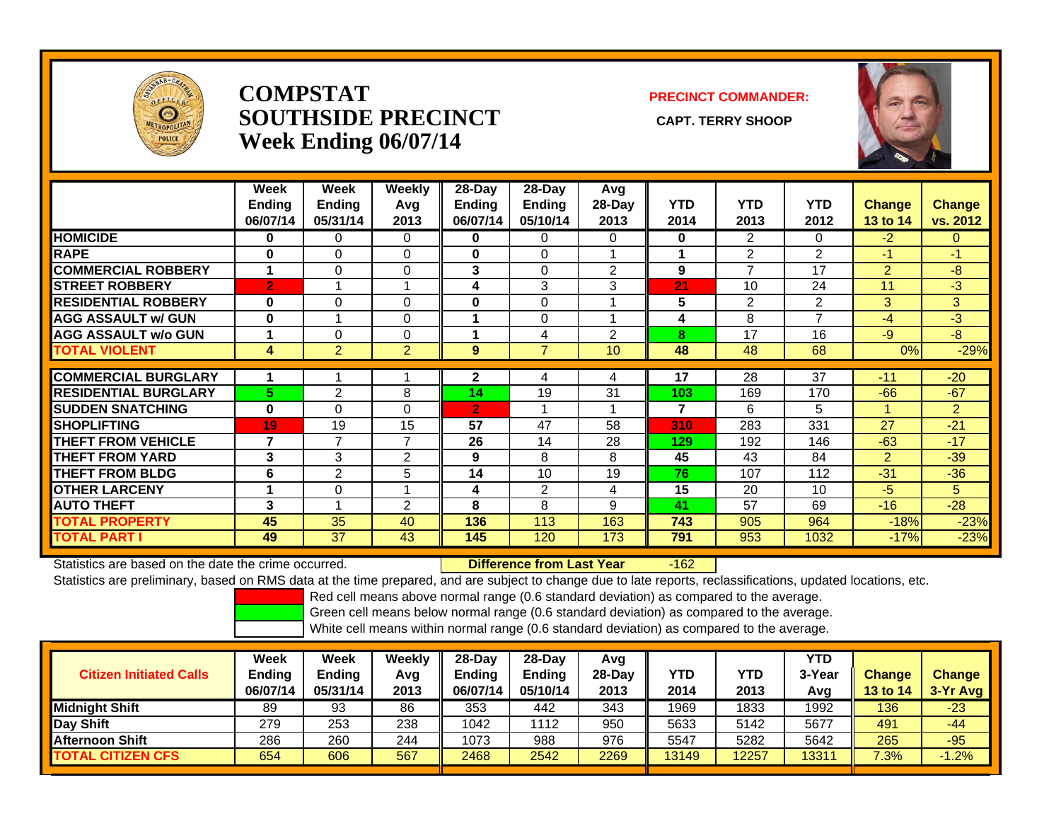# COMPSTAT SOUTHSIDE PRECINCT
## Week Ending 06/07/14

**PRECINCT COMMANDER:**

**CAPT. TERRY SHOOP**

| | Week Ending 06/07/14 | Week Ending 05/31/14 | Weekly Avg 2013 | 28-Day Ending 06/07/14 | 28-Day Ending 05/10/14 | Avg 28-Day 2013 | YTD 2014 | YTD 2013 | YTD 2012 | Change 13 to 14 | Change vs. 2012 |
|---|---|---|---|---|---|---|---|---|---|---|---|
| HOMICIDE | 0 | 0 | 0 | 0 | 0 | 0 | 0 | 2 | 0 | -2 | 0 |
| RAPE | 0 | 0 | 0 | 0 | 0 | 1 | 1 | 2 | 2 | -1 | -1 |
| COMMERCIAL ROBBERY | 1 | 0 | 0 | 3 | 0 | 2 | 9 | 7 | 17 | 2 | -8 |
| STREET ROBBERY | 2 | 1 | 1 | 4 | 3 | 3 | 21 | 10 | 24 | 11 | -3 |
| RESIDENTIAL ROBBERY | 0 | 0 | 0 | 0 | 0 | 1 | 5 | 2 | 2 | 3 | 3 |
| AGG ASSAULT w/ GUN | 0 | 1 | 0 | 1 | 0 | 1 | 4 | 8 | 7 | -4 | -3 |
| AGG ASSAULT w/o GUN | 1 | 0 | 0 | 1 | 4 | 2 | 8 | 17 | 16 | -9 | -8 |
| TOTAL VIOLENT | 4 | 2 | 2 | 9 | 7 | 10 | 48 | 48 | 68 | 0% | -29% |
| COMMERCIAL BURGLARY | 1 | 1 | 1 | 2 | 4 | 4 | 17 | 28 | 37 | -11 | -20 |
| RESIDENTIAL BURGLARY | 5 | 2 | 8 | 14 | 19 | 31 | 103 | 169 | 170 | -66 | -67 |
| SUDDEN SNATCHING | 0 | 0 | 0 | 2 | 1 | 1 | 7 | 6 | 5 | 1 | 2 |
| SHOPLIFTING | 19 | 19 | 15 | 57 | 47 | 58 | 310 | 283 | 331 | 27 | -21 |
| THEFT FROM VEHICLE | 7 | 7 | 7 | 26 | 14 | 28 | 129 | 192 | 146 | -63 | -17 |
| THEFT FROM YARD | 3 | 3 | 2 | 9 | 8 | 8 | 45 | 43 | 84 | 2 | -39 |
| THEFT FROM BLDG | 6 | 2 | 5 | 14 | 10 | 19 | 76 | 107 | 112 | -31 | -36 |
| OTHER LARCENY | 1 | 0 | 1 | 4 | 2 | 4 | 15 | 20 | 10 | -5 | 5 |
| AUTO THEFT | 3 | 1 | 2 | 8 | 8 | 9 | 41 | 57 | 69 | -16 | -28 |
| TOTAL PROPERTY | 45 | 35 | 40 | 136 | 113 | 163 | 743 | 905 | 964 | -18% | -23% |
| TOTAL PART I | 49 | 37 | 43 | 145 | 120 | 173 | 791 | 953 | 1032 | -17% | -23% |

Statistics are based on the date the crime occurred. **Difference from Last Year** -162

Statistics are preliminary, based on RMS data at the time prepared, and are subject to change due to late reports, reclassifications, updated locations, etc.

Red cell means above normal range (0.6 standard deviation) as compared to the average.
Green cell means below normal range (0.6 standard deviation) as compared to the average.
White cell means within normal range (0.6 standard deviation) as compared to the average.

| Citizen Initiated Calls | Week Ending 06/07/14 | Week Ending 05/31/14 | Weekly Avg 2013 | 28-Day Ending 06/07/14 | 28-Day Ending 05/10/14 | Avg 28-Day 2013 | YTD 2014 | YTD 2013 | YTD 3-Year Avg | Change 13 to 14 | Change 3-Yr Avg |
|---|---|---|---|---|---|---|---|---|---|---|---|
| Midnight Shift | 89 | 93 | 86 | 353 | 442 | 343 | 1969 | 1833 | 1992 | 136 | -23 |
| Day Shift | 279 | 253 | 238 | 1042 | 1112 | 950 | 5633 | 5142 | 5677 | 491 | -44 |
| Afternoon Shift | 286 | 260 | 244 | 1073 | 988 | 976 | 5547 | 5282 | 5642 | 265 | -95 |
| TOTAL CITIZEN CFS | 654 | 606 | 567 | 2468 | 2542 | 2269 | 13149 | 12257 | 13311 | 7.3% | -1.2% |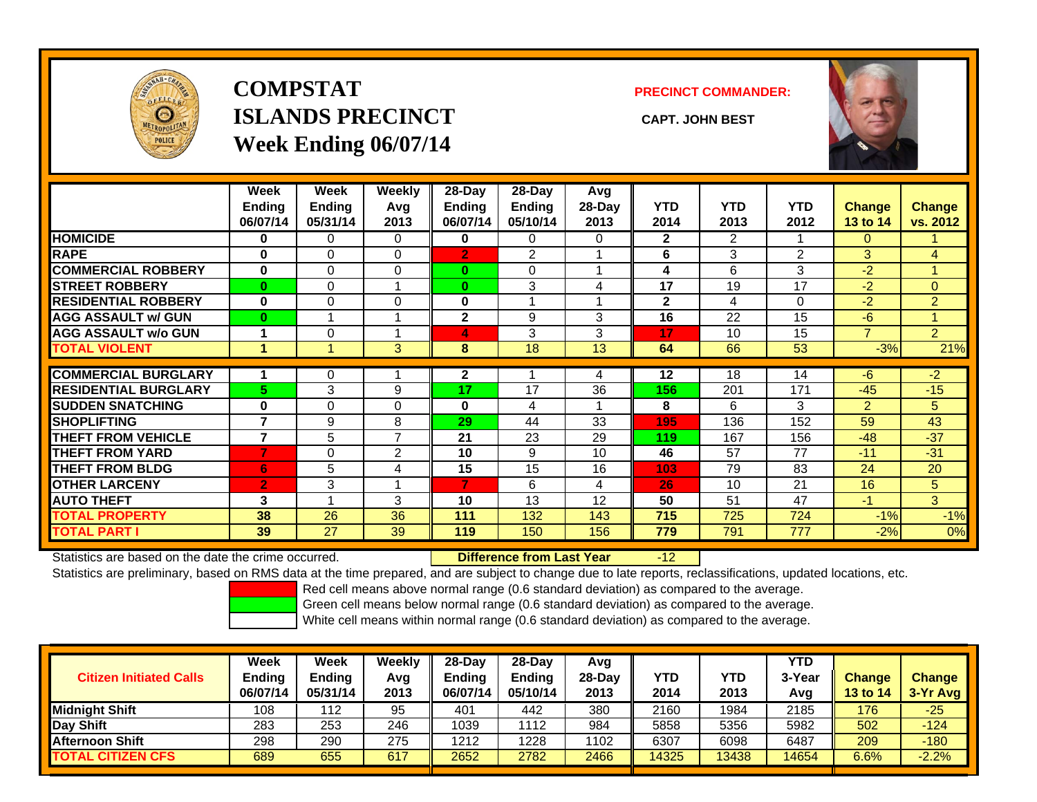# COMPSTAT ISLANDS PRECINCT

## Week Ending 06/07/14

**PRECINCT COMMANDER:**

**CAPT. JOHN BEST**

| | Week Ending 06/07/14 | Week Ending 05/31/14 | Weekly Avg 2013 | 28-Day Ending 06/07/14 | 28-Day Ending 05/10/14 | Avg 28-Day 2013 | YTD 2014 | YTD 2013 | YTD 2012 | Change 13 to 14 | Change vs. 2012 |
|---|---|---|---|---|---|---|---|---|---|---|---|
| HOMICIDE | 0 | 0 | 0 | 0 | 0 | 0 | 2 | 2 | 1 | 0 | 1 |
| RAPE | 0 | 0 | 0 | 2 | 2 | 1 | 6 | 3 | 2 | 3 | 4 |
| COMMERCIAL ROBBERY | 0 | 0 | 0 | 0 | 0 | 1 | 4 | 6 | 3 | -2 | 1 |
| STREET ROBBERY | 0 | 0 | 1 | 0 | 3 | 4 | 17 | 19 | 17 | -2 | 0 |
| RESIDENTIAL ROBBERY | 0 | 0 | 0 | 0 | 1 | 1 | 2 | 4 | 0 | -2 | 2 |
| AGG ASSAULT w/ GUN | 0 | 1 | 1 | 2 | 9 | 3 | 16 | 22 | 15 | -6 | 1 |
| AGG ASSAULT w/o GUN | 1 | 0 | 1 | 4 | 3 | 3 | 17 | 10 | 15 | 7 | 2 |
| TOTAL VIOLENT | 1 | 1 | 3 | 8 | 18 | 13 | 64 | 66 | 53 | -3% | 21% |
| COMMERCIAL BURGLARY | 1 | 0 | 1 | 2 | 1 | 4 | 12 | 18 | 14 | -6 | -2 |
| RESIDENTIAL BURGLARY | 5 | 3 | 9 | 17 | 17 | 36 | 156 | 201 | 171 | -45 | -15 |
| SUDDEN SNATCHING | 0 | 0 | 0 | 0 | 4 | 1 | 8 | 6 | 3 | 2 | 5 |
| SHOPLIFTING | 7 | 9 | 8 | 29 | 44 | 33 | 195 | 136 | 152 | 59 | 43 |
| THEFT FROM VEHICLE | 7 | 5 | 7 | 21 | 23 | 29 | 119 | 167 | 156 | -48 | -37 |
| THEFT FROM YARD | 7 | 0 | 2 | 10 | 9 | 10 | 46 | 57 | 77 | -11 | -31 |
| THEFT FROM BLDG | 6 | 5 | 4 | 15 | 15 | 16 | 103 | 79 | 83 | 24 | 20 |
| OTHER LARCENY | 2 | 3 | 1 | 7 | 6 | 4 | 26 | 10 | 21 | 16 | 5 |
| AUTO THEFT | 3 | 1 | 3 | 10 | 13 | 12 | 50 | 51 | 47 | -1 | 3 |
| TOTAL PROPERTY | 38 | 26 | 36 | 111 | 132 | 143 | 715 | 725 | 724 | -1% | -1% |
| TOTAL PART I | 39 | 27 | 39 | 119 | 150 | 156 | 779 | 791 | 777 | -2% | 0% |

Statistics are based on the date the crime occurred. **Difference from Last Year** -12

Statistics are preliminary, based on RMS data at the time prepared, and are subject to change due to late reports, reclassifications, updated locations, etc.

Red cell means above normal range (0.6 standard deviation) as compared to the average.
Green cell means below normal range (0.6 standard deviation) as compared to the average.
White cell means within normal range (0.6 standard deviation) as compared to the average.

| Citizen Initiated Calls | Week Ending 06/07/14 | Week Ending 05/31/14 | Weekly Avg 2013 | 28-Day Ending 06/07/14 | 28-Day Ending 05/10/14 | Avg 28-Day 2013 | YTD 2014 | YTD 2013 | YTD 3-Year Avg | Change 13 to 14 | Change 3-Yr Avg |
|---|---|---|---|---|---|---|---|---|---|---|---|
| Midnight Shift | 108 | 112 | 95 | 401 | 442 | 380 | 2160 | 1984 | 2185 | 176 | -25 |
| Day Shift | 283 | 253 | 246 | 1039 | 1112 | 984 | 5858 | 5356 | 5982 | 502 | -124 |
| Afternoon Shift | 298 | 290 | 275 | 1212 | 1228 | 1102 | 6307 | 6098 | 6487 | 209 | -180 |
| TOTAL CITIZEN CFS | 689 | 655 | 617 | 2652 | 2782 | 2466 | 14325 | 13438 | 14654 | 6.6% | -2.2% |